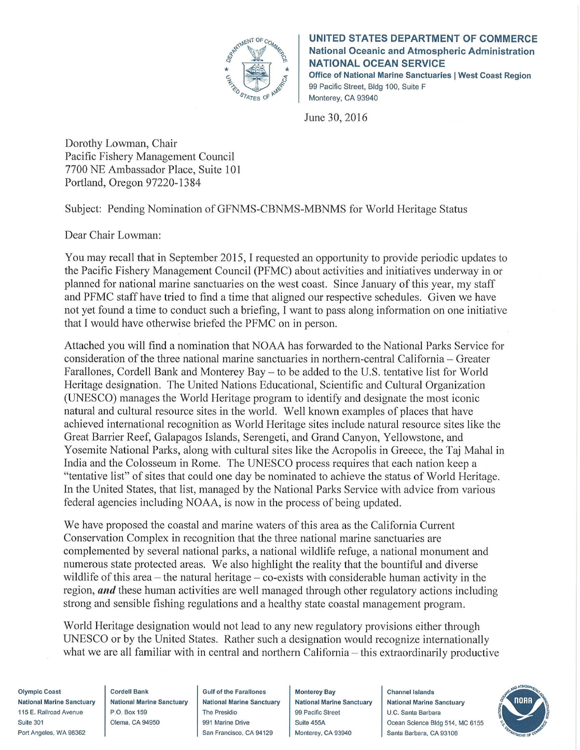**UNITED STATES DEPARTMENT OF COMMERCE**
**National Oceanic and Atmospheric Administration**
**NATIONAL OCEAN SERVICE**
**Office of National Marine Sanctuaries | West Coast Region**
99 Pacific Street, Bldg 100, Suite F
Monterey, CA 93940

June 30, 2016

Dorothy Lowman, Chair
Pacific Fishery Management Council
7700 NE Ambassador Place, Suite 101
Portland, Oregon 97220-1384

Subject: Pending Nomination of GFNMS-CBNMS-MBNMS for World Heritage Status

Dear Chair Lowman:

You may recall that in September 2015, I requested an opportunity to provide periodic updates to the Pacific Fishery Management Council (PFMC) about activities and initiatives underway in or planned for national marine sanctuaries on the west coast. Since January of this year, my staff and PFMC staff have tried to find a time that aligned our respective schedules. Given we have not yet found a time to conduct such a briefing, I want to pass along information on one initiative that I would have otherwise briefed the PFMC on in person.

Attached you will find a nomination that NOAA has forwarded to the National Parks Service for consideration of the three national marine sanctuaries in northern-central California – Greater Farallones, Cordell Bank and Monterey Bay – to be added to the U.S. tentative list for World Heritage designation. The United Nations Educational, Scientific and Cultural Organization (UNESCO) manages the World Heritage program to identify and designate the most iconic natural and cultural resource sites in the world. Well known examples of places that have achieved international recognition as World Heritage sites include natural resource sites like the Great Barrier Reef, Galapagos Islands, Serengeti, and Grand Canyon, Yellowstone, and Yosemite National Parks, along with cultural sites like the Acropolis in Greece, the Taj Mahal in India and the Colosseum in Rome. The UNESCO process requires that each nation keep a "tentative list" of sites that could one day be nominated to achieve the status of World Heritage. In the United States, that list, managed by the National Parks Service with advice from various federal agencies including NOAA, is now in the process of being updated.

We have proposed the coastal and marine waters of this area as the California Current Conservation Complex in recognition that the three national marine sanctuaries are complemented by several national parks, a national wildlife refuge, a national monument and numerous state protected areas. We also highlight the reality that the bountiful and diverse wildlife of this area – the natural heritage – co-exists with considerable human activity in the region, ***and*** these human activities are well managed through other regulatory actions including strong and sensible fishing regulations and a healthy state coastal management program.

World Heritage designation would not lead to any new regulatory provisions either through UNESCO or by the United States. Rather such a designation would recognize internationally what we are all familiar with in central and northern California – this extraordinarily productive

**Olympic Coast National Marine Sanctuary**
115 E. Railroad Avenue
Suite 301
Port Angeles, WA 98362

**Cordell Bank National Marine Sanctuary**
P.O. Box 159
Olema, CA 94950

**Gulf of the Farallones National Marine Sanctuary**
The Presidio
991 Marine Drive
San Francisco, CA 94129

**Monterey Bay National Marine Sanctuary**
99 Pacific Street
Suite 455A
Monterey, CA 93940

**Channel Islands National Marine Sanctuary**
U.C. Santa Barbara
Ocean Science Bldg 514, MC 6155
Santa Barbara, CA 93106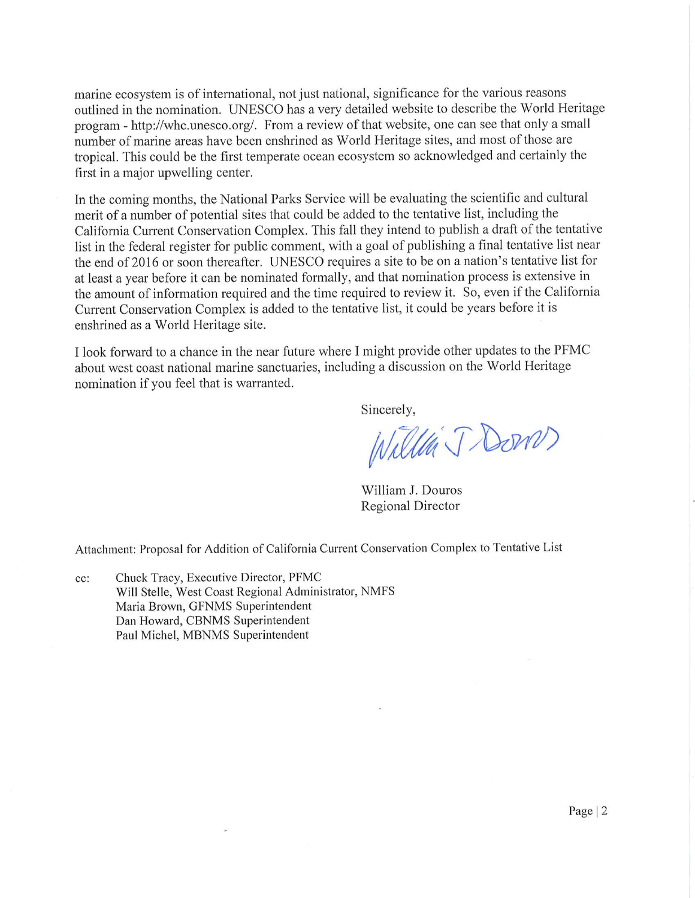marine ecosystem is of international, not just national, significance for the various reasons outlined in the nomination. UNESCO has a very detailed website to describe the World Heritage program - http://whc.unesco.org/. From a review of that website, one can see that only a small number of marine areas have been enshrined as World Heritage sites, and most of those are tropical. This could be the first temperate ocean ecosystem so acknowledged and certainly the first in a major upwelling center.

In the coming months, the National Parks Service will be evaluating the scientific and cultural merit of a number of potential sites that could be added to the tentative list, including the California Current Conservation Complex. This fall they intend to publish a draft of the tentative list in the federal register for public comment, with a goal of publishing a final tentative list near the end of 2016 or soon thereafter. UNESCO requires a site to be on a nation's tentative list for at least a year before it can be nominated formally, and that nomination process is extensive in the amount of information required and the time required to review it. So, even if the California Current Conservation Complex is added to the tentative list, it could be years before it is enshrined as a World Heritage site.

I look forward to a chance in the near future where I might provide other updates to the PFMC about west coast national marine sanctuaries, including a discussion on the World Heritage nomination if you feel that is warranted.

Sincerely,

William J. Douros
Regional Director

Attachment: Proposal for Addition of California Current Conservation Complex to Tentative List

cc: Chuck Tracy, Executive Director, PFMC
Will Stelle, West Coast Regional Administrator, NMFS
Maria Brown, GFNMS Superintendent
Dan Howard, CBNMS Superintendent
Paul Michel, MBNMS Superintendent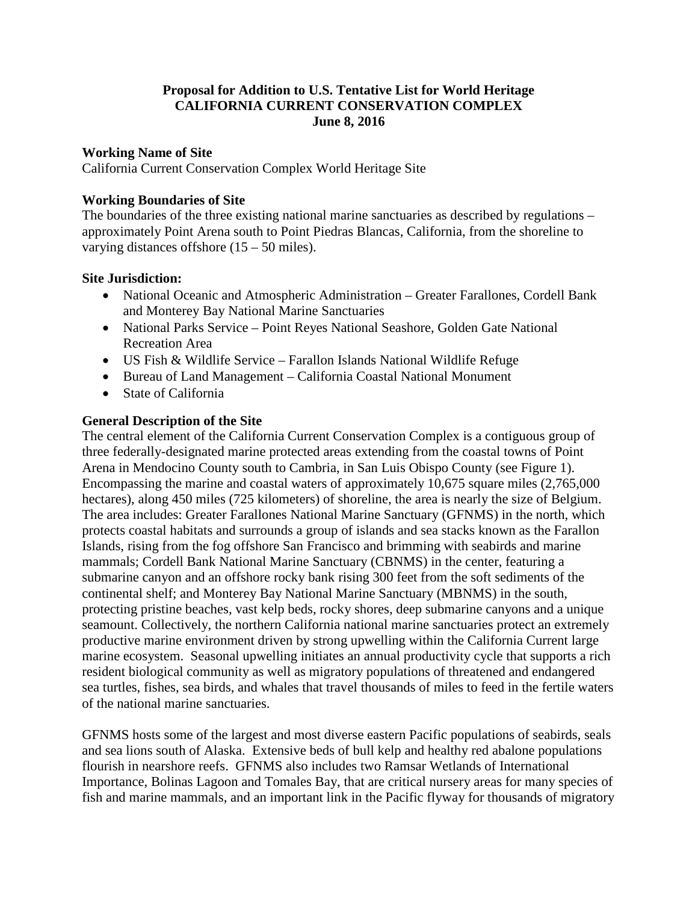**Proposal for Addition to U.S. Tentative List for World Heritage**
**CALIFORNIA CURRENT CONSERVATION COMPLEX**
**June 8, 2016**

**Working Name of Site**

California Current Conservation Complex World Heritage Site

**Working Boundaries of Site**

The boundaries of the three existing national marine sanctuaries as described by regulations – approximately Point Arena south to Point Piedras Blancas, California, from the shoreline to varying distances offshore (15 – 50 miles).

**Site Jurisdiction:**

- National Oceanic and Atmospheric Administration – Greater Farallones, Cordell Bank and Monterey Bay National Marine Sanctuaries
- National Parks Service – Point Reyes National Seashore, Golden Gate National Recreation Area
- US Fish & Wildlife Service – Farallon Islands National Wildlife Refuge
- Bureau of Land Management – California Coastal National Monument
- State of California

**General Description of the Site**

The central element of the California Current Conservation Complex is a contiguous group of three federally-designated marine protected areas extending from the coastal towns of Point Arena in Mendocino County south to Cambria, in San Luis Obispo County (see Figure 1). Encompassing the marine and coastal waters of approximately 10,675 square miles (2,765,000 hectares), along 450 miles (725 kilometers) of shoreline, the area is nearly the size of Belgium. The area includes: Greater Farallones National Marine Sanctuary (GFNMS) in the north, which protects coastal habitats and surrounds a group of islands and sea stacks known as the Farallon Islands, rising from the fog offshore San Francisco and brimming with seabirds and marine mammals; Cordell Bank National Marine Sanctuary (CBNMS) in the center, featuring a submarine canyon and an offshore rocky bank rising 300 feet from the soft sediments of the continental shelf; and Monterey Bay National Marine Sanctuary (MBNMS) in the south, protecting pristine beaches, vast kelp beds, rocky shores, deep submarine canyons and a unique seamount. Collectively, the northern California national marine sanctuaries protect an extremely productive marine environment driven by strong upwelling within the California Current large marine ecosystem. Seasonal upwelling initiates an annual productivity cycle that supports a rich resident biological community as well as migratory populations of threatened and endangered sea turtles, fishes, sea birds, and whales that travel thousands of miles to feed in the fertile waters of the national marine sanctuaries.

GFNMS hosts some of the largest and most diverse eastern Pacific populations of seabirds, seals and sea lions south of Alaska. Extensive beds of bull kelp and healthy red abalone populations flourish in nearshore reefs. GFNMS also includes two Ramsar Wetlands of International Importance, Bolinas Lagoon and Tomales Bay, that are critical nursery areas for many species of fish and marine mammals, and an important link in the Pacific flyway for thousands of migratory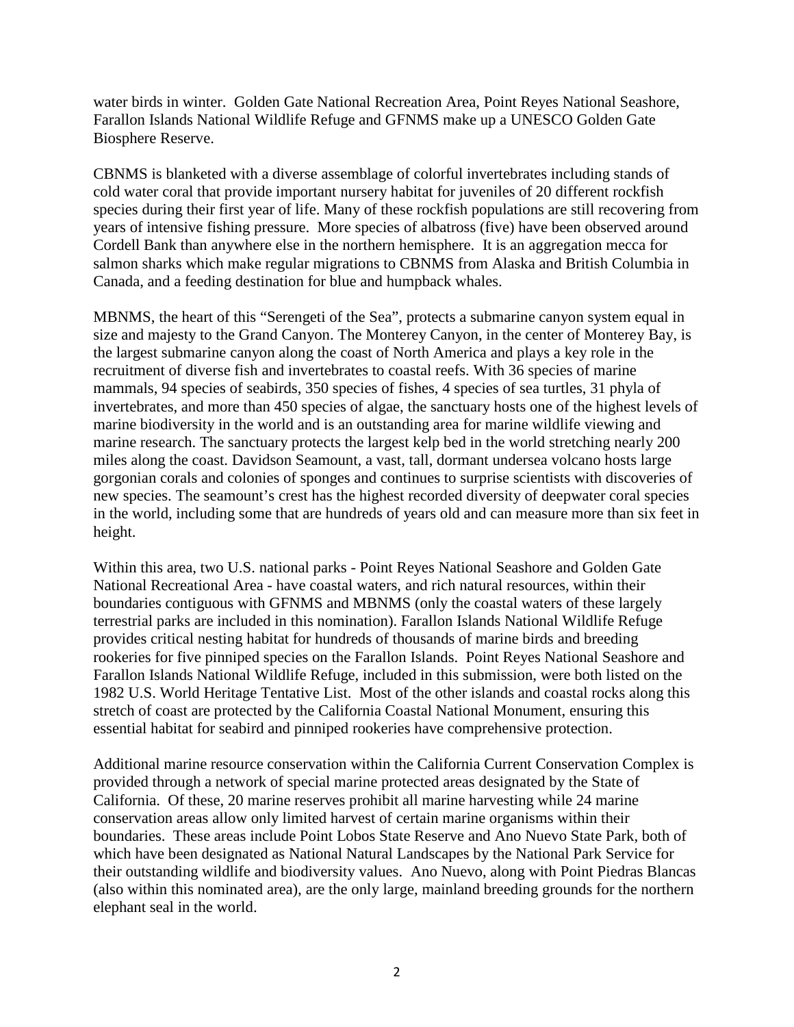water birds in winter. Golden Gate National Recreation Area, Point Reyes National Seashore, Farallon Islands National Wildlife Refuge and GFNMS make up a UNESCO Golden Gate Biosphere Reserve.

CBNMS is blanketed with a diverse assemblage of colorful invertebrates including stands of cold water coral that provide important nursery habitat for juveniles of 20 different rockfish species during their first year of life. Many of these rockfish populations are still recovering from years of intensive fishing pressure. More species of albatross (five) have been observed around Cordell Bank than anywhere else in the northern hemisphere. It is an aggregation mecca for salmon sharks which make regular migrations to CBNMS from Alaska and British Columbia in Canada, and a feeding destination for blue and humpback whales.

MBNMS, the heart of this "Serengeti of the Sea", protects a submarine canyon system equal in size and majesty to the Grand Canyon. The Monterey Canyon, in the center of Monterey Bay, is the largest submarine canyon along the coast of North America and plays a key role in the recruitment of diverse fish and invertebrates to coastal reefs. With 36 species of marine mammals, 94 species of seabirds, 350 species of fishes, 4 species of sea turtles, 31 phyla of invertebrates, and more than 450 species of algae, the sanctuary hosts one of the highest levels of marine biodiversity in the world and is an outstanding area for marine wildlife viewing and marine research. The sanctuary protects the largest kelp bed in the world stretching nearly 200 miles along the coast. Davidson Seamount, a vast, tall, dormant undersea volcano hosts large gorgonian corals and colonies of sponges and continues to surprise scientists with discoveries of new species. The seamount's crest has the highest recorded diversity of deepwater coral species in the world, including some that are hundreds of years old and can measure more than six feet in height.

Within this area, two U.S. national parks - Point Reyes National Seashore and Golden Gate National Recreational Area - have coastal waters, and rich natural resources, within their boundaries contiguous with GFNMS and MBNMS (only the coastal waters of these largely terrestrial parks are included in this nomination). Farallon Islands National Wildlife Refuge provides critical nesting habitat for hundreds of thousands of marine birds and breeding rookeries for five pinniped species on the Farallon Islands. Point Reyes National Seashore and Farallon Islands National Wildlife Refuge, included in this submission, were both listed on the 1982 U.S. World Heritage Tentative List. Most of the other islands and coastal rocks along this stretch of coast are protected by the California Coastal National Monument, ensuring this essential habitat for seabird and pinniped rookeries have comprehensive protection.

Additional marine resource conservation within the California Current Conservation Complex is provided through a network of special marine protected areas designated by the State of California. Of these, 20 marine reserves prohibit all marine harvesting while 24 marine conservation areas allow only limited harvest of certain marine organisms within their boundaries. These areas include Point Lobos State Reserve and Ano Nuevo State Park, both of which have been designated as National Natural Landscapes by the National Park Service for their outstanding wildlife and biodiversity values. Ano Nuevo, along with Point Piedras Blancas (also within this nominated area), are the only large, mainland breeding grounds for the northern elephant seal in the world.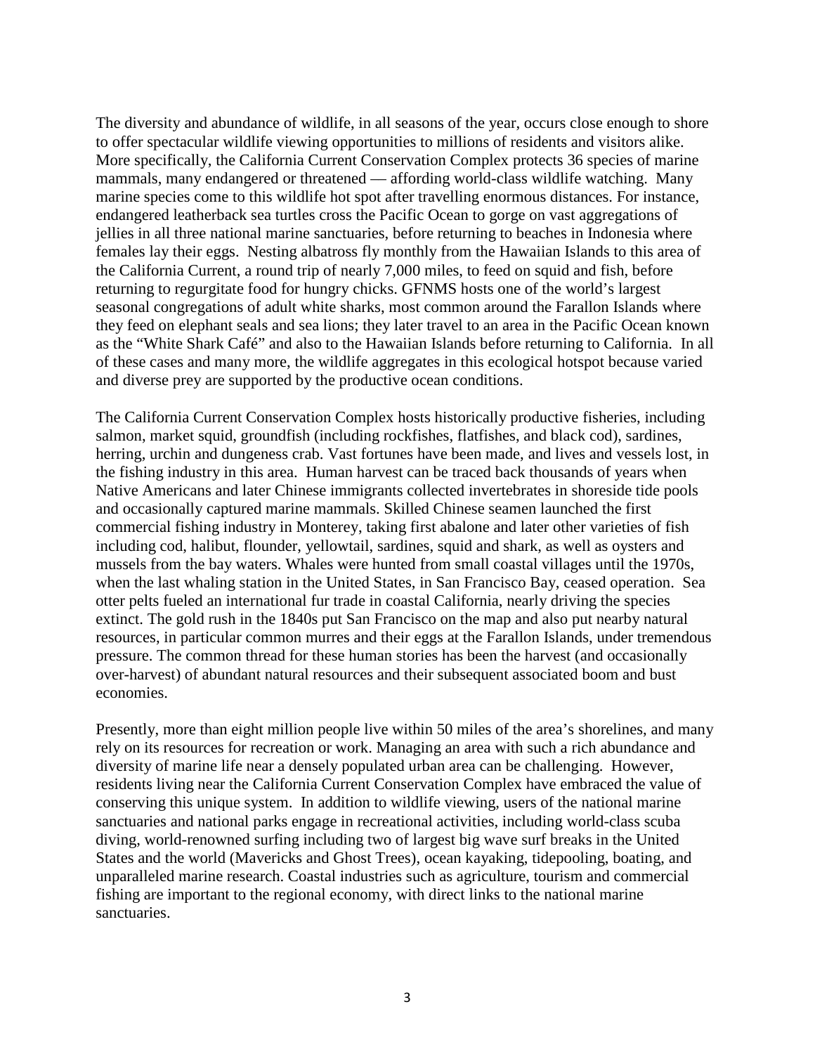The diversity and abundance of wildlife, in all seasons of the year, occurs close enough to shore to offer spectacular wildlife viewing opportunities to millions of residents and visitors alike. More specifically, the California Current Conservation Complex protects 36 species of marine mammals, many endangered or threatened — affording world-class wildlife watching. Many marine species come to this wildlife hot spot after travelling enormous distances. For instance, endangered leatherback sea turtles cross the Pacific Ocean to gorge on vast aggregations of jellies in all three national marine sanctuaries, before returning to beaches in Indonesia where females lay their eggs. Nesting albatross fly monthly from the Hawaiian Islands to this area of the California Current, a round trip of nearly 7,000 miles, to feed on squid and fish, before returning to regurgitate food for hungry chicks. GFNMS hosts one of the world's largest seasonal congregations of adult white sharks, most common around the Farallon Islands where they feed on elephant seals and sea lions; they later travel to an area in the Pacific Ocean known as the "White Shark Café" and also to the Hawaiian Islands before returning to California. In all of these cases and many more, the wildlife aggregates in this ecological hotspot because varied and diverse prey are supported by the productive ocean conditions.

The California Current Conservation Complex hosts historically productive fisheries, including salmon, market squid, groundfish (including rockfishes, flatfishes, and black cod), sardines, herring, urchin and dungeness crab. Vast fortunes have been made, and lives and vessels lost, in the fishing industry in this area. Human harvest can be traced back thousands of years when Native Americans and later Chinese immigrants collected invertebrates in shoreside tide pools and occasionally captured marine mammals. Skilled Chinese seamen launched the first commercial fishing industry in Monterey, taking first abalone and later other varieties of fish including cod, halibut, flounder, yellowtail, sardines, squid and shark, as well as oysters and mussels from the bay waters. Whales were hunted from small coastal villages until the 1970s, when the last whaling station in the United States, in San Francisco Bay, ceased operation. Sea otter pelts fueled an international fur trade in coastal California, nearly driving the species extinct. The gold rush in the 1840s put San Francisco on the map and also put nearby natural resources, in particular common murres and their eggs at the Farallon Islands, under tremendous pressure. The common thread for these human stories has been the harvest (and occasionally over-harvest) of abundant natural resources and their subsequent associated boom and bust economies.

Presently, more than eight million people live within 50 miles of the area's shorelines, and many rely on its resources for recreation or work. Managing an area with such a rich abundance and diversity of marine life near a densely populated urban area can be challenging. However, residents living near the California Current Conservation Complex have embraced the value of conserving this unique system. In addition to wildlife viewing, users of the national marine sanctuaries and national parks engage in recreational activities, including world-class scuba diving, world-renowned surfing including two of largest big wave surf breaks in the United States and the world (Mavericks and Ghost Trees), ocean kayaking, tidepooling, boating, and unparalleled marine research. Coastal industries such as agriculture, tourism and commercial fishing are important to the regional economy, with direct links to the national marine sanctuaries.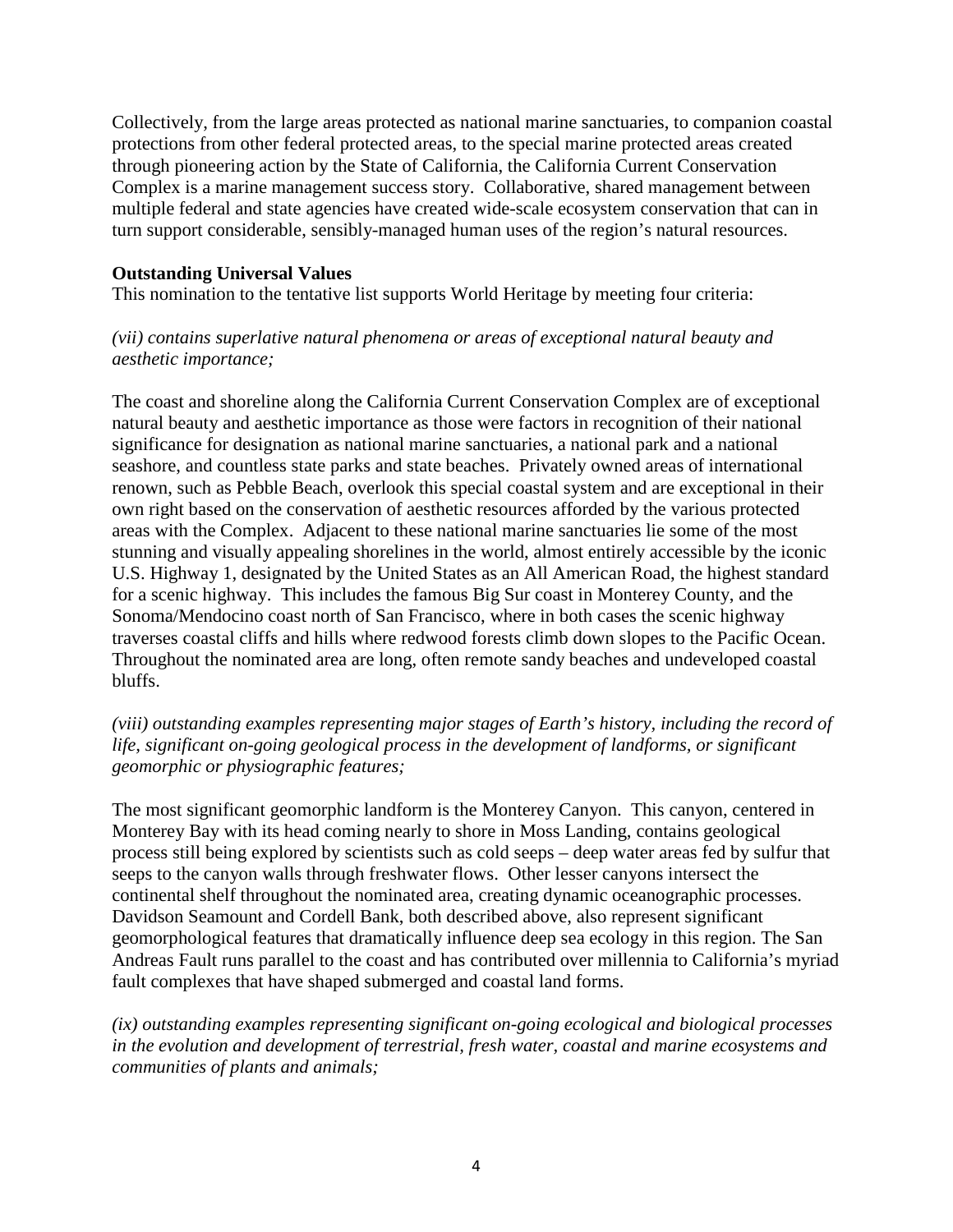Collectively, from the large areas protected as national marine sanctuaries, to companion coastal protections from other federal protected areas, to the special marine protected areas created through pioneering action by the State of California, the California Current Conservation Complex is a marine management success story. Collaborative, shared management between multiple federal and state agencies have created wide-scale ecosystem conservation that can in turn support considerable, sensibly-managed human uses of the region's natural resources.

**Outstanding Universal Values**

This nomination to the tentative list supports World Heritage by meeting four criteria:

*(vii) contains superlative natural phenomena or areas of exceptional natural beauty and aesthetic importance;*

The coast and shoreline along the California Current Conservation Complex are of exceptional natural beauty and aesthetic importance as those were factors in recognition of their national significance for designation as national marine sanctuaries, a national park and a national seashore, and countless state parks and state beaches. Privately owned areas of international renown, such as Pebble Beach, overlook this special coastal system and are exceptional in their own right based on the conservation of aesthetic resources afforded by the various protected areas with the Complex. Adjacent to these national marine sanctuaries lie some of the most stunning and visually appealing shorelines in the world, almost entirely accessible by the iconic U.S. Highway 1, designated by the United States as an All American Road, the highest standard for a scenic highway. This includes the famous Big Sur coast in Monterey County, and the Sonoma/Mendocino coast north of San Francisco, where in both cases the scenic highway traverses coastal cliffs and hills where redwood forests climb down slopes to the Pacific Ocean. Throughout the nominated area are long, often remote sandy beaches and undeveloped coastal bluffs.

*(viii) outstanding examples representing major stages of Earth's history, including the record of life, significant on-going geological process in the development of landforms, or significant geomorphic or physiographic features;*

The most significant geomorphic landform is the Monterey Canyon. This canyon, centered in Monterey Bay with its head coming nearly to shore in Moss Landing, contains geological process still being explored by scientists such as cold seeps – deep water areas fed by sulfur that seeps to the canyon walls through freshwater flows. Other lesser canyons intersect the continental shelf throughout the nominated area, creating dynamic oceanographic processes. Davidson Seamount and Cordell Bank, both described above, also represent significant geomorphological features that dramatically influence deep sea ecology in this region. The San Andreas Fault runs parallel to the coast and has contributed over millennia to California's myriad fault complexes that have shaped submerged and coastal land forms.

*(ix) outstanding examples representing significant on-going ecological and biological processes in the evolution and development of terrestrial, fresh water, coastal and marine ecosystems and communities of plants and animals;*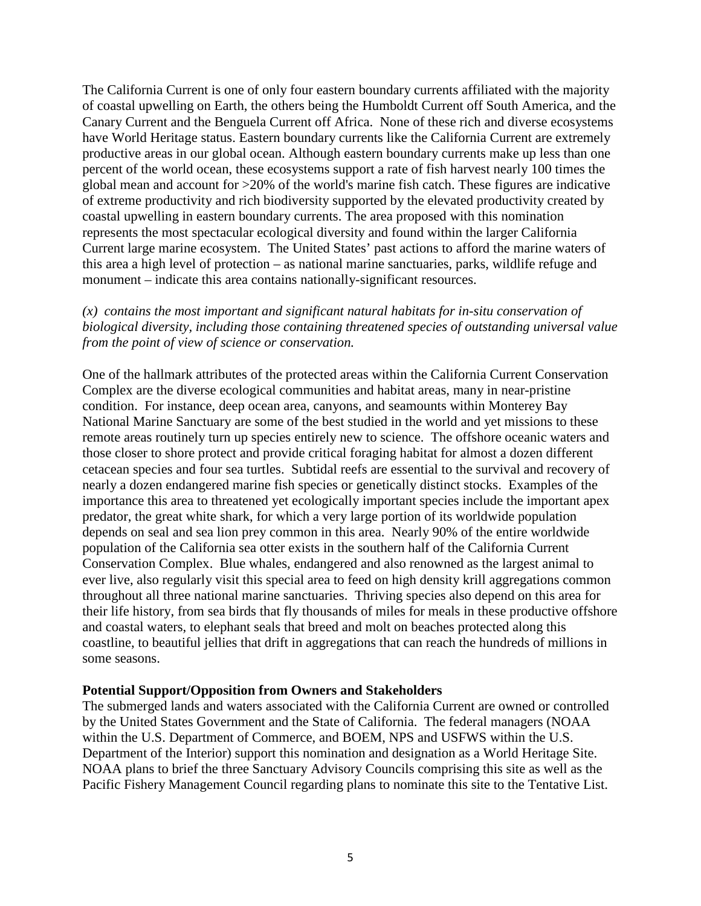The California Current is one of only four eastern boundary currents affiliated with the majority of coastal upwelling on Earth, the others being the Humboldt Current off South America, and the Canary Current and the Benguela Current off Africa. None of these rich and diverse ecosystems have World Heritage status. Eastern boundary currents like the California Current are extremely productive areas in our global ocean. Although eastern boundary currents make up less than one percent of the world ocean, these ecosystems support a rate of fish harvest nearly 100 times the global mean and account for >20% of the world's marine fish catch. These figures are indicative of extreme productivity and rich biodiversity supported by the elevated productivity created by coastal upwelling in eastern boundary currents. The area proposed with this nomination represents the most spectacular ecological diversity and found within the larger California Current large marine ecosystem. The United States' past actions to afford the marine waters of this area a high level of protection – as national marine sanctuaries, parks, wildlife refuge and monument – indicate this area contains nationally-significant resources.

*(x) contains the most important and significant natural habitats for in-situ conservation of biological diversity, including those containing threatened species of outstanding universal value from the point of view of science or conservation.*

One of the hallmark attributes of the protected areas within the California Current Conservation Complex are the diverse ecological communities and habitat areas, many in near-pristine condition. For instance, deep ocean area, canyons, and seamounts within Monterey Bay National Marine Sanctuary are some of the best studied in the world and yet missions to these remote areas routinely turn up species entirely new to science. The offshore oceanic waters and those closer to shore protect and provide critical foraging habitat for almost a dozen different cetacean species and four sea turtles. Subtidal reefs are essential to the survival and recovery of nearly a dozen endangered marine fish species or genetically distinct stocks. Examples of the importance this area to threatened yet ecologically important species include the important apex predator, the great white shark, for which a very large portion of its worldwide population depends on seal and sea lion prey common in this area. Nearly 90% of the entire worldwide population of the California sea otter exists in the southern half of the California Current Conservation Complex. Blue whales, endangered and also renowned as the largest animal to ever live, also regularly visit this special area to feed on high density krill aggregations common throughout all three national marine sanctuaries. Thriving species also depend on this area for their life history, from sea birds that fly thousands of miles for meals in these productive offshore and coastal waters, to elephant seals that breed and molt on beaches protected along this coastline, to beautiful jellies that drift in aggregations that can reach the hundreds of millions in some seasons.

**Potential Support/Opposition from Owners and Stakeholders**

The submerged lands and waters associated with the California Current are owned or controlled by the United States Government and the State of California. The federal managers (NOAA within the U.S. Department of Commerce, and BOEM, NPS and USFWS within the U.S. Department of the Interior) support this nomination and designation as a World Heritage Site. NOAA plans to brief the three Sanctuary Advisory Councils comprising this site as well as the Pacific Fishery Management Council regarding plans to nominate this site to the Tentative List.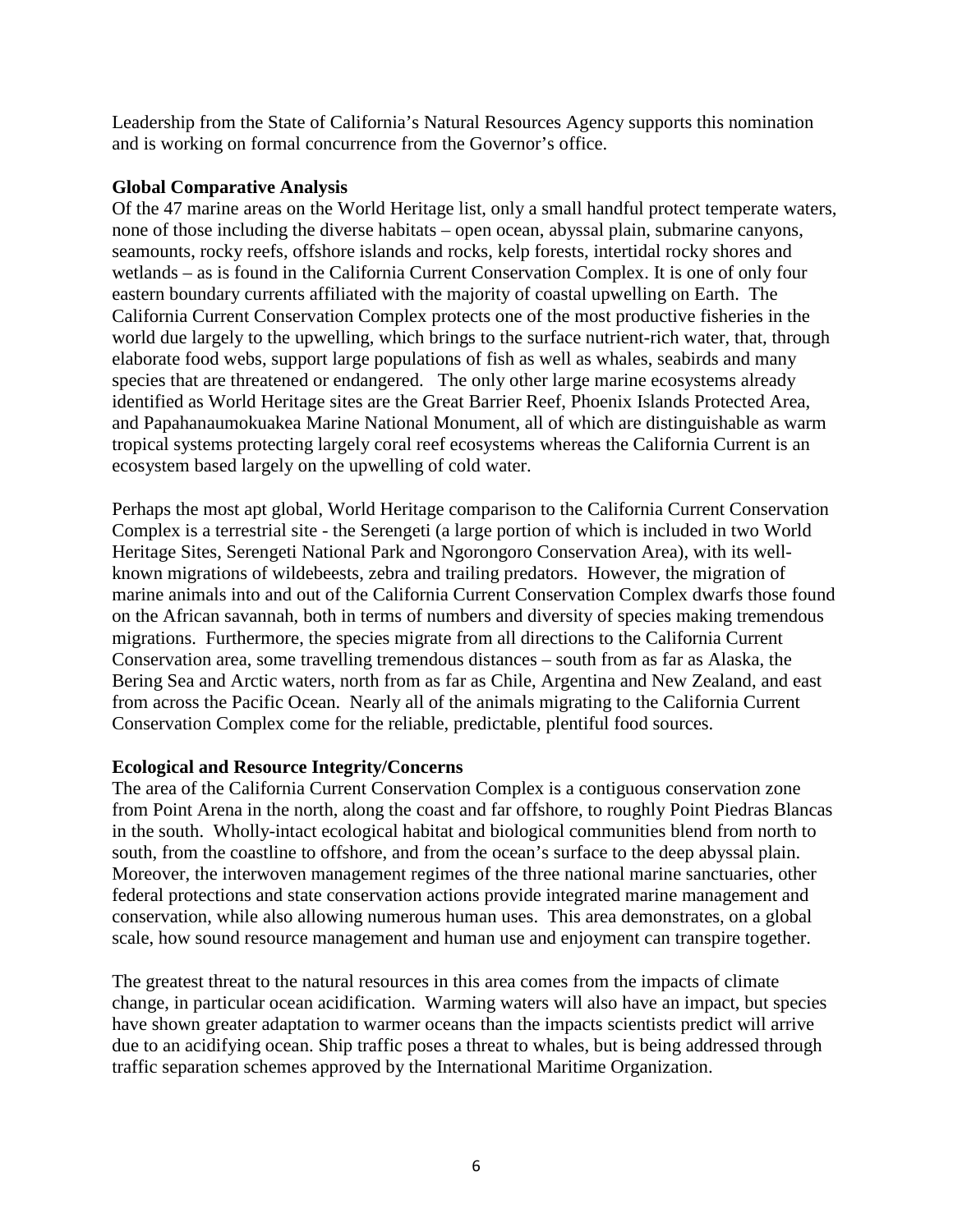Leadership from the State of California's Natural Resources Agency supports this nomination and is working on formal concurrence from the Governor's office.

**Global Comparative Analysis**

Of the 47 marine areas on the World Heritage list, only a small handful protect temperate waters, none of those including the diverse habitats – open ocean, abyssal plain, submarine canyons, seamounts, rocky reefs, offshore islands and rocks, kelp forests, intertidal rocky shores and wetlands – as is found in the California Current Conservation Complex. It is one of only four eastern boundary currents affiliated with the majority of coastal upwelling on Earth. The California Current Conservation Complex protects one of the most productive fisheries in the world due largely to the upwelling, which brings to the surface nutrient-rich water, that, through elaborate food webs, support large populations of fish as well as whales, seabirds and many species that are threatened or endangered. The only other large marine ecosystems already identified as World Heritage sites are the Great Barrier Reef, Phoenix Islands Protected Area, and Papahanaumokuakea Marine National Monument, all of which are distinguishable as warm tropical systems protecting largely coral reef ecosystems whereas the California Current is an ecosystem based largely on the upwelling of cold water.

Perhaps the most apt global, World Heritage comparison to the California Current Conservation Complex is a terrestrial site - the Serengeti (a large portion of which is included in two World Heritage Sites, Serengeti National Park and Ngorongoro Conservation Area), with its well-known migrations of wildebeests, zebra and trailing predators. However, the migration of marine animals into and out of the California Current Conservation Complex dwarfs those found on the African savannah, both in terms of numbers and diversity of species making tremendous migrations. Furthermore, the species migrate from all directions to the California Current Conservation area, some travelling tremendous distances – south from as far as Alaska, the Bering Sea and Arctic waters, north from as far as Chile, Argentina and New Zealand, and east from across the Pacific Ocean. Nearly all of the animals migrating to the California Current Conservation Complex come for the reliable, predictable, plentiful food sources.

**Ecological and Resource Integrity/Concerns**

The area of the California Current Conservation Complex is a contiguous conservation zone from Point Arena in the north, along the coast and far offshore, to roughly Point Piedras Blancas in the south. Wholly-intact ecological habitat and biological communities blend from north to south, from the coastline to offshore, and from the ocean's surface to the deep abyssal plain. Moreover, the interwoven management regimes of the three national marine sanctuaries, other federal protections and state conservation actions provide integrated marine management and conservation, while also allowing numerous human uses. This area demonstrates, on a global scale, how sound resource management and human use and enjoyment can transpire together.

The greatest threat to the natural resources in this area comes from the impacts of climate change, in particular ocean acidification. Warming waters will also have an impact, but species have shown greater adaptation to warmer oceans than the impacts scientists predict will arrive due to an acidifying ocean. Ship traffic poses a threat to whales, but is being addressed through traffic separation schemes approved by the International Maritime Organization.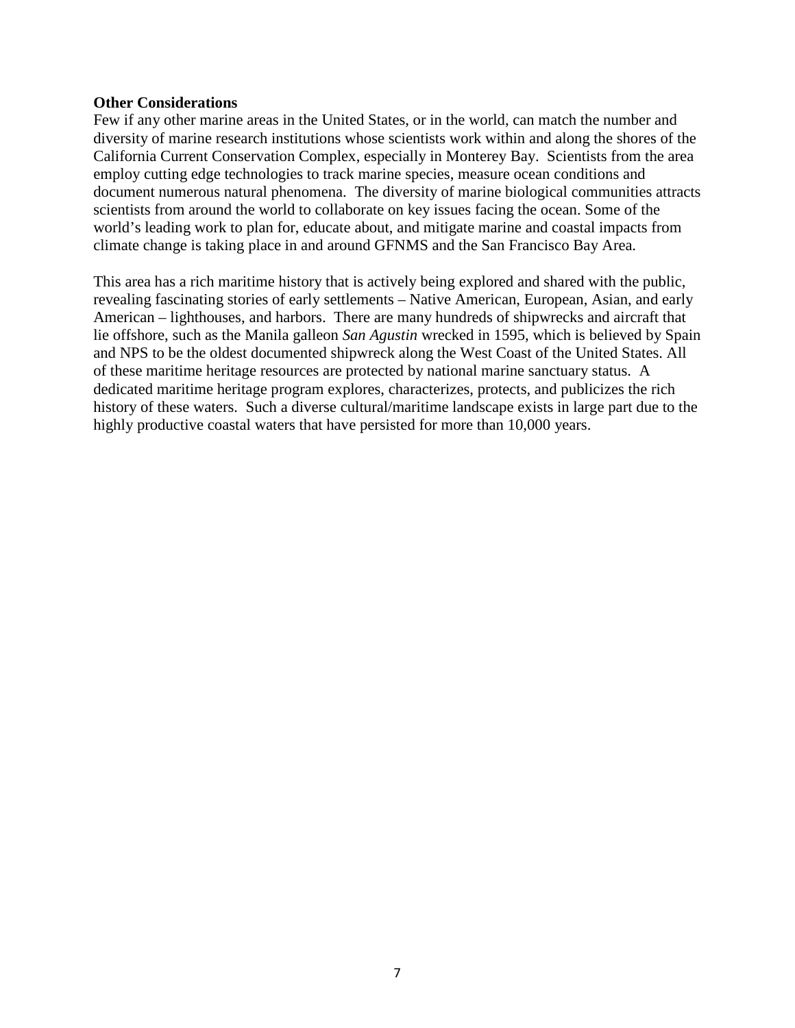**Other Considerations**

Few if any other marine areas in the United States, or in the world, can match the number and diversity of marine research institutions whose scientists work within and along the shores of the California Current Conservation Complex, especially in Monterey Bay. Scientists from the area employ cutting edge technologies to track marine species, measure ocean conditions and document numerous natural phenomena. The diversity of marine biological communities attracts scientists from around the world to collaborate on key issues facing the ocean. Some of the world's leading work to plan for, educate about, and mitigate marine and coastal impacts from climate change is taking place in and around GFNMS and the San Francisco Bay Area.

This area has a rich maritime history that is actively being explored and shared with the public, revealing fascinating stories of early settlements – Native American, European, Asian, and early American – lighthouses, and harbors. There are many hundreds of shipwrecks and aircraft that lie offshore, such as the Manila galleon *San Agustin* wrecked in 1595, which is believed by Spain and NPS to be the oldest documented shipwreck along the West Coast of the United States. All of these maritime heritage resources are protected by national marine sanctuary status. A dedicated maritime heritage program explores, characterizes, protects, and publicizes the rich history of these waters. Such a diverse cultural/maritime landscape exists in large part due to the highly productive coastal waters that have persisted for more than 10,000 years.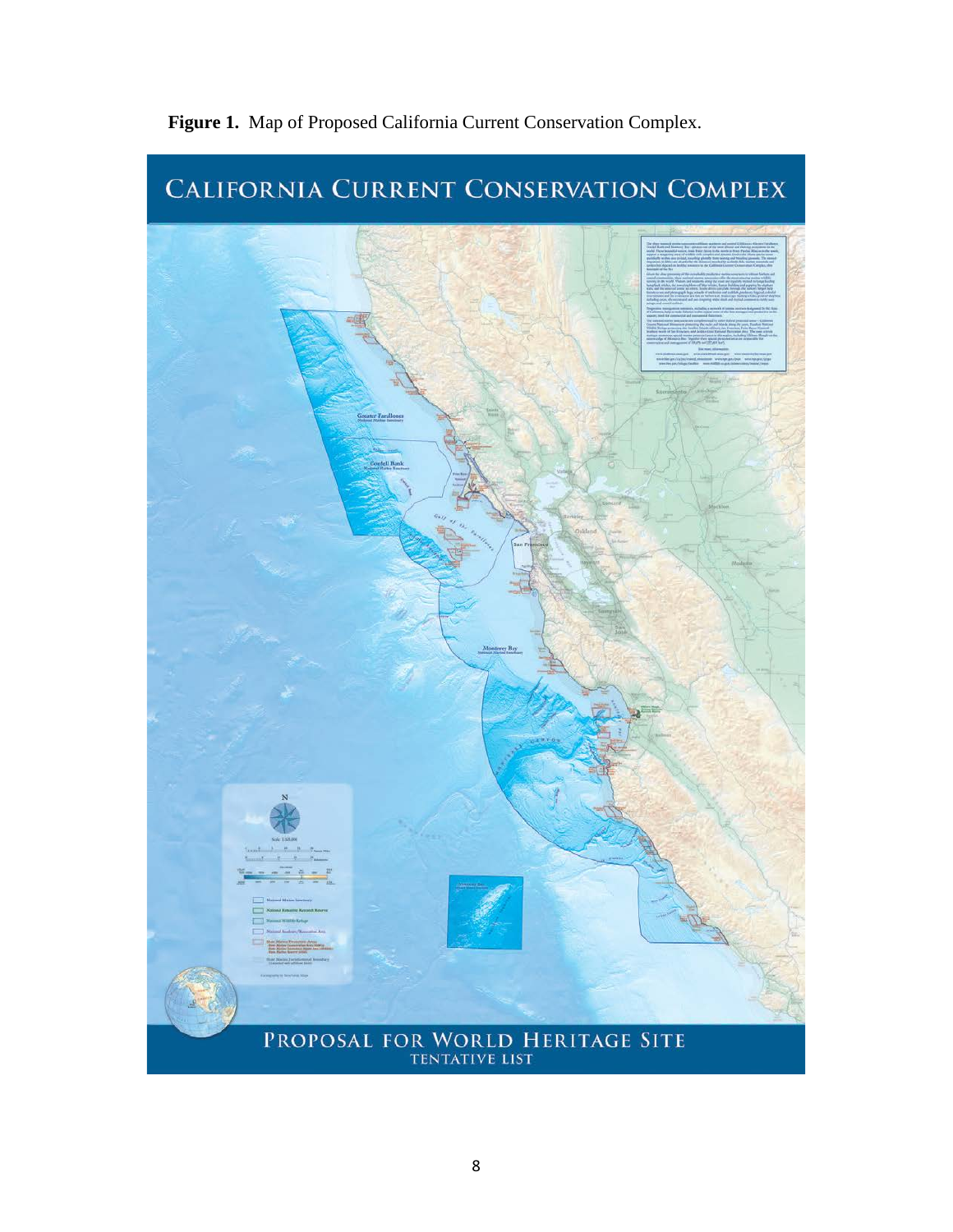**Figure 1.** Map of Proposed California Current Conservation Complex.

CALIFORNIA CURRENT CONSERVATION COMPLEX

Greater Farallones
National Marine Sanctuary

Cordell Bank
National Marine Sanctuary

Gulf of the Farallones

San Francisco

Oakland

Sacramento

Stockton

Modesto

San Jose

Monterey Bay
National Marine Sanctuary

Monterey Canyon

PROPOSAL FOR WORLD HERITAGE SITE
TENTATIVE LIST